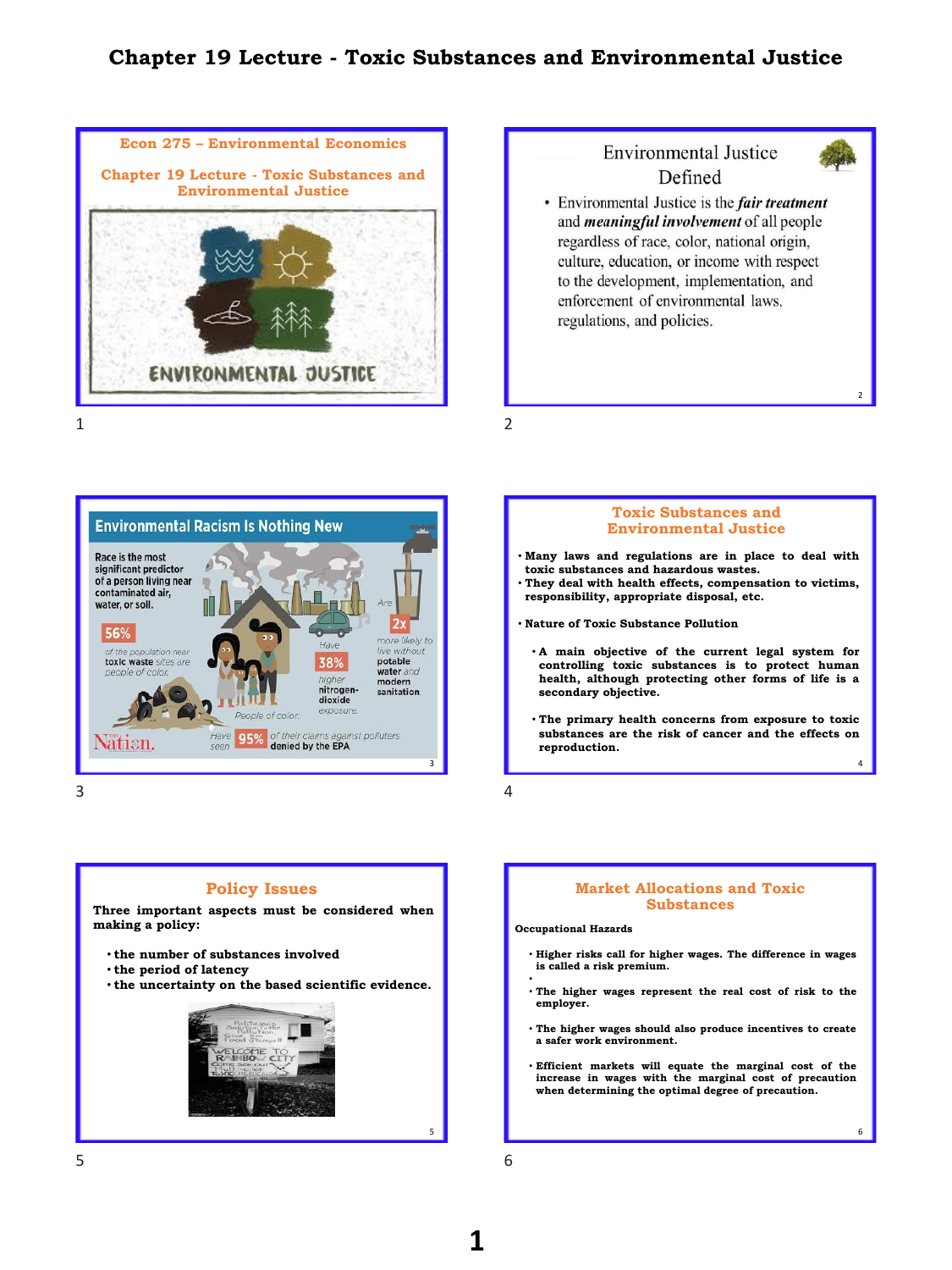# Chapter 19 Lecture - Toxic Substances and Environmental Justice

Econ 275 – Environmental Economics

Chapter 19 Lecture - Toxic Substances and Environmental Justice

ENVIRONMENTAL JUSTICE

## Environmental Justice Defined

- Environmental Justice is the ***fair treatment*** and ***meaningful involvement*** of all people regardless of race, color, national origin, culture, education, or income with respect to the development, implementation, and enforcement of environmental laws, regulations, and policies.

## Environmental Racism Is Nothing New

Race is the most significant predictor of a person living near contaminated air, water, or soil.

**56%** of the population near toxic waste sites are people of color.

People of color: Have **38%** higher nitrogen-dioxide exposure.

Are **2x** more likely to live without potable water and modern sanitation.

Have seen **95%** of their claims against polluters denied by the EPA.

The Nation.

## Toxic Substances and Environmental Justice

- **Many laws and regulations are in place to deal with toxic substances and hazardous wastes.**
- **They deal with health effects, compensation to victims, responsibility, appropriate disposal, etc.**
- **Nature of Toxic Substance Pollution**
  - **A main objective of the current legal system for controlling toxic substances is to protect human health, although protecting other forms of life is a secondary objective.**
  - **The primary health concerns from exposure to toxic substances are the risk of cancer and the effects on reproduction.**

## Policy Issues

**Three important aspects must be considered when making a policy:**

- **the number of substances involved**
- **the period of latency**
- **the uncertainty on the based scientific evidence.**

## Market Allocations and Toxic Substances

**Occupational Hazards**

- **Higher risks call for higher wages. The difference in wages is called a risk premium.**
- **The higher wages represent the real cost of risk to the employer.**
- **The higher wages should also produce incentives to create a safer work environment.**
- **Efficient markets will equate the marginal cost of the increase in wages with the marginal cost of precaution when determining the optimal degree of precaution.**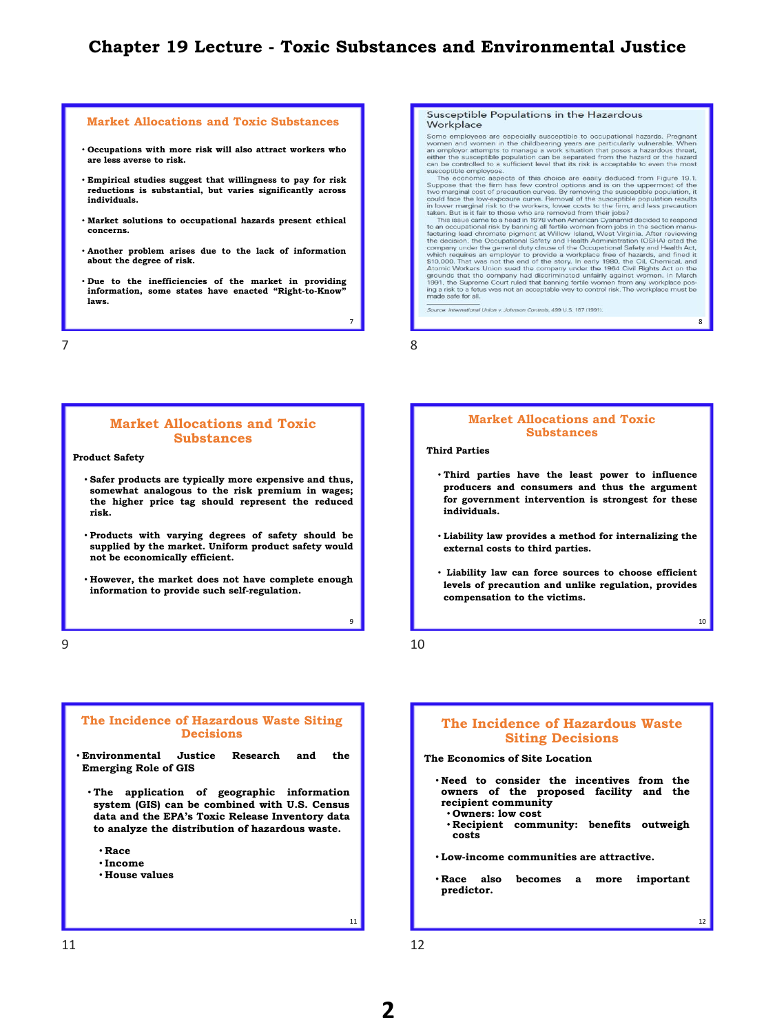# Chapter 19 Lecture - Toxic Substances and Environmental Justice

## Market Allocations and Toxic Substances

- Occupations with more risk will also attract workers who are less averse to risk.
- Empirical studies suggest that willingness to pay for risk reductions is substantial, but varies significantly across individuals.
- Market solutions to occupational hazards present ethical concerns.
- Another problem arises due to the lack of information about the degree of risk.
- Due to the inefficiencies of the market in providing information, some states have enacted "Right-to-Know" laws.

7

## Susceptible Populations in the Hazardous Workplace

Some employees are especially susceptible to occupational hazards. Pregnant women and women in the childbearing years are particularly vulnerable. When an employer attempts to manage a work situation that poses a hazardous threat, either the susceptible population can be separated from the hazard or the hazard can be controlled to a sufficient level that its risk is acceptable to even the most susceptible employees.

The economic aspects of this choice are easily deduced from Figure 19.1. Suppose that the firm has few control options and is on the uppermost of the two marginal cost of precaution curves. By removing the susceptible population, it could face the low-exposure curve. Removal of the susceptible population results in lower marginal risk to the workers, lower costs to the firm, and less precaution taken. But is it fair to those who are removed from their jobs?

This issue came to a head in 1978 when American Cyanamid decided to respond to an occupational risk by banning all fertile women from jobs in the section manufacturing lead chromate pigment at Willow Island, West Virginia. After reviewing the decision, the Occupational Safety and Health Administration (OSHA) cited the company under the general duty clause of the Occupational Safety and Health Act, which requires an employer to provide a workplace free of hazards, and fined it $10,000. That was not the end of the story. In early 1980, the Oil, Chemical, and Atomic Workers Union sued the company under the 1964 Civil Rights Act on the grounds that the company had discriminated unfairly against women. In March 1991, the Supreme Court ruled that banning fertile women from any workplace posing a risk to a fetus was not an acceptable way to control risk. The workplace must be made safe for all.

*Source: International Union v. Johnson Controls, 499 U.S. 187 (1991).*

8

## Market Allocations and Toxic Substances

**Product Safety**

- Safer products are typically more expensive and thus, somewhat analogous to the risk premium in wages; the higher price tag should represent the reduced risk.
- Products with varying degrees of safety should be supplied by the market. Uniform product safety would not be economically efficient.
- However, the market does not have complete enough information to provide such self-regulation.

9

## Market Allocations and Toxic Substances

**Third Parties**

- Third parties have the least power to influence producers and consumers and thus the argument for government intervention is strongest for these individuals.
- Liability law provides a method for internalizing the external costs to third parties.
- Liability law can force sources to choose efficient levels of precaution and unlike regulation, provides compensation to the victims.

10

## The Incidence of Hazardous Waste Siting Decisions

- Environmental Justice Research and the Emerging Role of GIS
  - The application of geographic information system (GIS) can be combined with U.S. Census data and the EPA's Toxic Release Inventory data to analyze the distribution of hazardous waste.
    - Race
    - Income
    - House values

11

## The Incidence of Hazardous Waste Siting Decisions

**The Economics of Site Location**

- Need to consider the incentives from the owners of the proposed facility and the recipient community
  - Owners: low cost
  - Recipient community: benefits outweigh costs
- Low-income communities are attractive.
- Race also becomes a more important predictor.

12